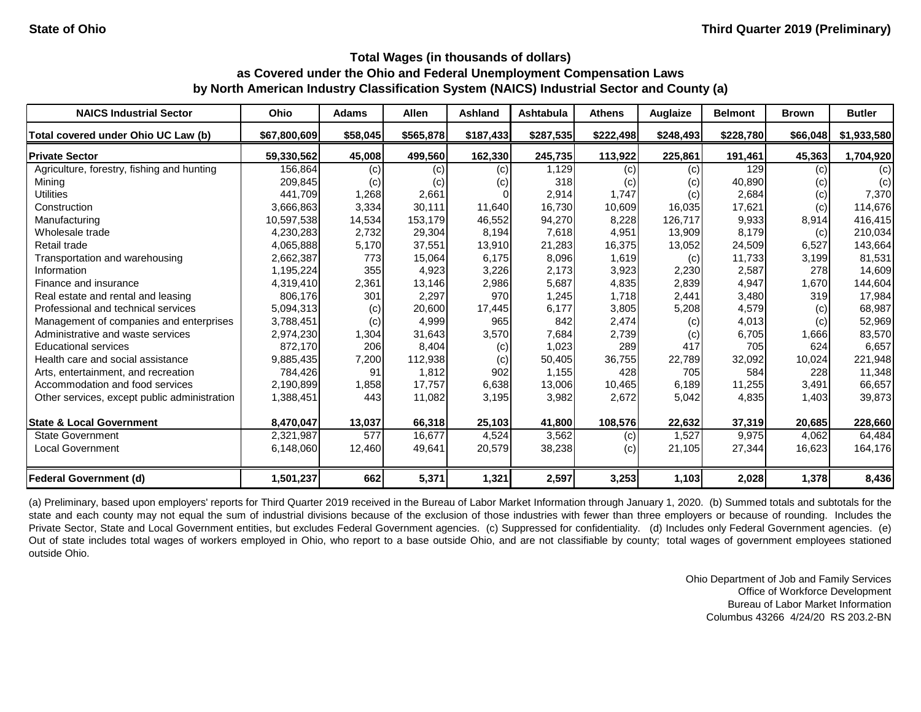State of Ohio

Third Quarter 2019 (Preliminary)

## Total Wages (in thousands of dollars) as Covered under the Ohio and Federal Unemployment Compensation Laws by North American Industry Classification System (NAICS) Industrial Sector and County (a)

| NAICS Industrial Sector | Ohio | Adams | Allen | Ashland | Ashtabula | Athens | Auglaize | Belmont | Brown | Butler |
|---|---|---|---|---|---|---|---|---|---|---|
| **Total covered under Ohio UC Law (b)** | **$67,800,609** | **$58,045** | **$565,878** | **$187,433** | **$287,535** | **$222,498** | **$248,493** | **$228,780** | **$66,048** | **$1,933,580** |
| **Private Sector** | **59,330,562** | **45,008** | **499,560** | **162,330** | **245,735** | **113,922** | **225,861** | **191,461** | **45,363** | **1,704,920** |
| Agriculture, forestry, fishing and hunting | 156,864 | (c) | (c) | (c) | 1,129 | (c) | (c) | 129 | (c) | (c) |
| Mining | 209,845 | (c) | (c) | (c) | 318 | (c) | (c) | 40,890 | (c) | (c) |
| Utilities | 441,709 | 1,268 | 2,661 | 0 | 2,914 | 1,747 | (c) | 2,684 | (c) | 7,370 |
| Construction | 3,666,863 | 3,334 | 30,111 | 11,640 | 16,730 | 10,609 | 16,035 | 17,621 | (c) | 114,676 |
| Manufacturing | 10,597,538 | 14,534 | 153,179 | 46,552 | 94,270 | 8,228 | 126,717 | 9,933 | 8,914 | 416,415 |
| Wholesale trade | 4,230,283 | 2,732 | 29,304 | 8,194 | 7,618 | 4,951 | 13,909 | 8,179 | (c) | 210,034 |
| Retail trade | 4,065,888 | 5,170 | 37,551 | 13,910 | 21,283 | 16,375 | 13,052 | 24,509 | 6,527 | 143,664 |
| Transportation and warehousing | 2,662,387 | 773 | 15,064 | 6,175 | 8,096 | 1,619 | (c) | 11,733 | 3,199 | 81,531 |
| Information | 1,195,224 | 355 | 4,923 | 3,226 | 2,173 | 3,923 | 2,230 | 2,587 | 278 | 14,609 |
| Finance and insurance | 4,319,410 | 2,361 | 13,146 | 2,986 | 5,687 | 4,835 | 2,839 | 4,947 | 1,670 | 144,604 |
| Real estate and rental and leasing | 806,176 | 301 | 2,297 | 970 | 1,245 | 1,718 | 2,441 | 3,480 | 319 | 17,984 |
| Professional and technical services | 5,094,313 | (c) | 20,600 | 17,445 | 6,177 | 3,805 | 5,208 | 4,579 | (c) | 68,987 |
| Management of companies and enterprises | 3,788,451 | (c) | 4,999 | 965 | 842 | 2,474 | (c) | 4,013 | (c) | 52,969 |
| Administrative and waste services | 2,974,230 | 1,304 | 31,643 | 3,570 | 7,684 | 2,739 | (c) | 6,705 | 1,666 | 83,570 |
| Educational services | 872,170 | 206 | 8,404 | (c) | 1,023 | 289 | 417 | 705 | 624 | 6,657 |
| Health care and social assistance | 9,885,435 | 7,200 | 112,938 | (c) | 50,405 | 36,755 | 22,789 | 32,092 | 10,024 | 221,948 |
| Arts, entertainment, and recreation | 784,426 | 91 | 1,812 | 902 | 1,155 | 428 | 705 | 584 | 228 | 11,348 |
| Accommodation and food services | 2,190,899 | 1,858 | 17,757 | 6,638 | 13,006 | 10,465 | 6,189 | 11,255 | 3,491 | 66,657 |
| Other services, except public administration | 1,388,451 | 443 | 11,082 | 3,195 | 3,982 | 2,672 | 5,042 | 4,835 | 1,403 | 39,873 |
| **State & Local Government** | **8,470,047** | **13,037** | **66,318** | **25,103** | **41,800** | **108,576** | **22,632** | **37,319** | **20,685** | **228,660** |
| State Government | 2,321,987 | 577 | 16,677 | 4,524 | 3,562 | (c) | 1,527 | 9,975 | 4,062 | 64,484 |
| Local Government | 6,148,060 | 12,460 | 49,641 | 20,579 | 38,238 | (c) | 21,105 | 27,344 | 16,623 | 164,176 |
| **Federal Government (d)** | **1,501,237** | **662** | **5,371** | **1,321** | **2,597** | **3,253** | **1,103** | **2,028** | **1,378** | **8,436** |

(a) Preliminary, based upon employers' reports for Third Quarter 2019 received in the Bureau of Labor Market Information through January 1, 2020. (b) Summed totals and subtotals for the state and each county may not equal the sum of industrial divisions because of the exclusion of those industries with fewer than three employers or because of rounding. Includes the Private Sector, State and Local Government entities, but excludes Federal Government agencies. (c) Suppressed for confidentiality. (d) Includes only Federal Government agencies. (e) Out of state includes total wages of workers employed in Ohio, who report to a base outside Ohio, and are not classifiable by county; total wages of government employees stationed outside Ohio.

Ohio Department of Job and Family Services
Office of Workforce Development
Bureau of Labor Market Information
Columbus 43266 4/24/20 RS 203.2-BN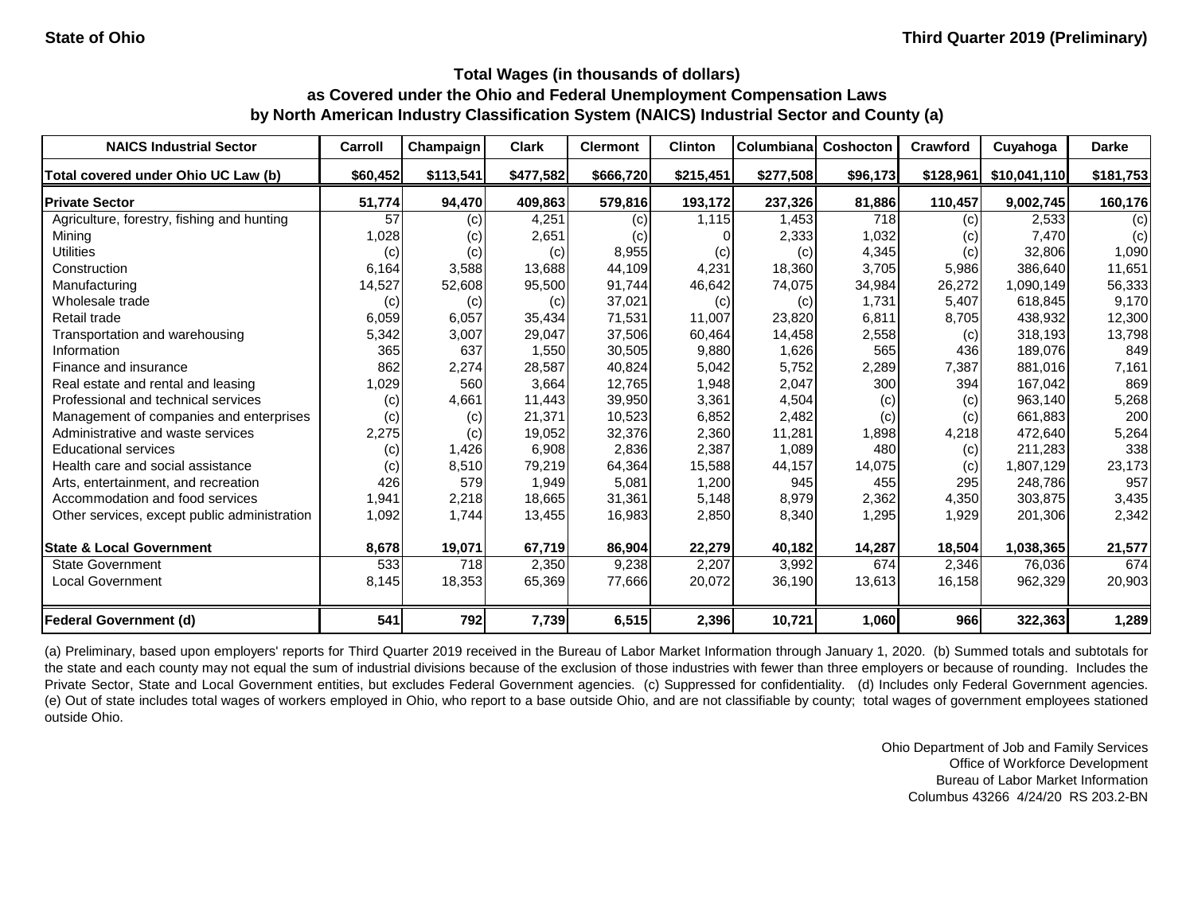State of Ohio | Third Quarter 2019 (Preliminary)

### Total Wages (in thousands of dollars) as Covered under the Ohio and Federal Unemployment Compensation Laws by North American Industry Classification System (NAICS) Industrial Sector and County (a)

| NAICS Industrial Sector | Carroll | Champaign | Clark | Clermont | Clinton | Columbiana | Coshocton | Crawford | Cuyahoga | Darke |
|---|---|---|---|---|---|---|---|---|---|---|
| Total covered under Ohio UC Law (b) | $60,452 | $113,541 | $477,582 | $666,720 | $215,451 | $277,508 | $96,173 | $128,961 | $10,041,110 | $181,753 |
| **Private Sector** | **51,774** | **94,470** | **409,863** | **579,816** | **193,172** | **237,326** | **81,886** | **110,457** | **9,002,745** | **160,176** |
| Agriculture, forestry, fishing and hunting | 57 | (c) | 4,251 | (c) | 1,115 | 1,453 | 718 | (c) | 2,533 | (c) |
| Mining | 1,028 | (c) | 2,651 | (c) | 0 | 2,333 | 1,032 | (c) | 7,470 | (c) |
| Utilities | (c) | (c) | (c) | 8,955 | (c) | (c) | 4,345 | (c) | 32,806 | 1,090 |
| Construction | 6,164 | 3,588 | 13,688 | 44,109 | 4,231 | 18,360 | 3,705 | 5,986 | 386,640 | 11,651 |
| Manufacturing | 14,527 | 52,608 | 95,500 | 91,744 | 46,642 | 74,075 | 34,984 | 26,272 | 1,090,149 | 56,333 |
| Wholesale trade | (c) | (c) | (c) | 37,021 | (c) | (c) | 1,731 | 5,407 | 618,845 | 9,170 |
| Retail trade | 6,059 | 6,057 | 35,434 | 71,531 | 11,007 | 23,820 | 6,811 | 8,705 | 438,932 | 12,300 |
| Transportation and warehousing | 5,342 | 3,007 | 29,047 | 37,506 | 60,464 | 14,458 | 2,558 | (c) | 318,193 | 13,798 |
| Information | 365 | 637 | 1,550 | 30,505 | 9,880 | 1,626 | 565 | 436 | 189,076 | 849 |
| Finance and insurance | 862 | 2,274 | 28,587 | 40,824 | 5,042 | 5,752 | 2,289 | 7,387 | 881,016 | 7,161 |
| Real estate and rental and leasing | 1,029 | 560 | 3,664 | 12,765 | 1,948 | 2,047 | 300 | 394 | 167,042 | 869 |
| Professional and technical services | (c) | 4,661 | 11,443 | 39,950 | 3,361 | 4,504 | (c) | (c) | 963,140 | 5,268 |
| Management of companies and enterprises | (c) | (c) | 21,371 | 10,523 | 6,852 | 2,482 | (c) | (c) | 661,883 | 200 |
| Administrative and waste services | 2,275 | (c) | 19,052 | 32,376 | 2,360 | 11,281 | 1,898 | 4,218 | 472,640 | 5,264 |
| Educational services | (c) | 1,426 | 6,908 | 2,836 | 2,387 | 1,089 | 480 | (c) | 211,283 | 338 |
| Health care and social assistance | (c) | 8,510 | 79,219 | 64,364 | 15,588 | 44,157 | 14,075 | (c) | 1,807,129 | 23,173 |
| Arts, entertainment, and recreation | 426 | 579 | 1,949 | 5,081 | 1,200 | 945 | 455 | 295 | 248,786 | 957 |
| Accommodation and food services | 1,941 | 2,218 | 18,665 | 31,361 | 5,148 | 8,979 | 2,362 | 4,350 | 303,875 | 3,435 |
| Other services, except public administration | 1,092 | 1,744 | 13,455 | 16,983 | 2,850 | 8,340 | 1,295 | 1,929 | 201,306 | 2,342 |
| **State & Local Government** | **8,678** | **19,071** | **67,719** | **86,904** | **22,279** | **40,182** | **14,287** | **18,504** | **1,038,365** | **21,577** |
| State Government | 533 | 718 | 2,350 | 9,238 | 2,207 | 3,992 | 674 | 2,346 | 76,036 | 674 |
| Local Government | 8,145 | 18,353 | 65,369 | 77,666 | 20,072 | 36,190 | 13,613 | 16,158 | 962,329 | 20,903 |
| **Federal Government (d)** | **541** | **792** | **7,739** | **6,515** | **2,396** | **10,721** | **1,060** | **966** | **322,363** | **1,289** |

(a) Preliminary, based upon employers' reports for Third Quarter 2019 received in the Bureau of Labor Market Information through January 1, 2020. (b) Summed totals and subtotals for the state and each county may not equal the sum of industrial divisions because of the exclusion of those industries with fewer than three employers or because of rounding. Includes the Private Sector, State and Local Government entities, but excludes Federal Government agencies. (c) Suppressed for confidentiality. (d) Includes only Federal Government agencies. (e) Out of state includes total wages of workers employed in Ohio, who report to a base outside Ohio, and are not classifiable by county; total wages of government employees stationed outside Ohio.

Ohio Department of Job and Family Services
Office of Workforce Development
Bureau of Labor Market Information
Columbus 43266 4/24/20 RS 203.2-BN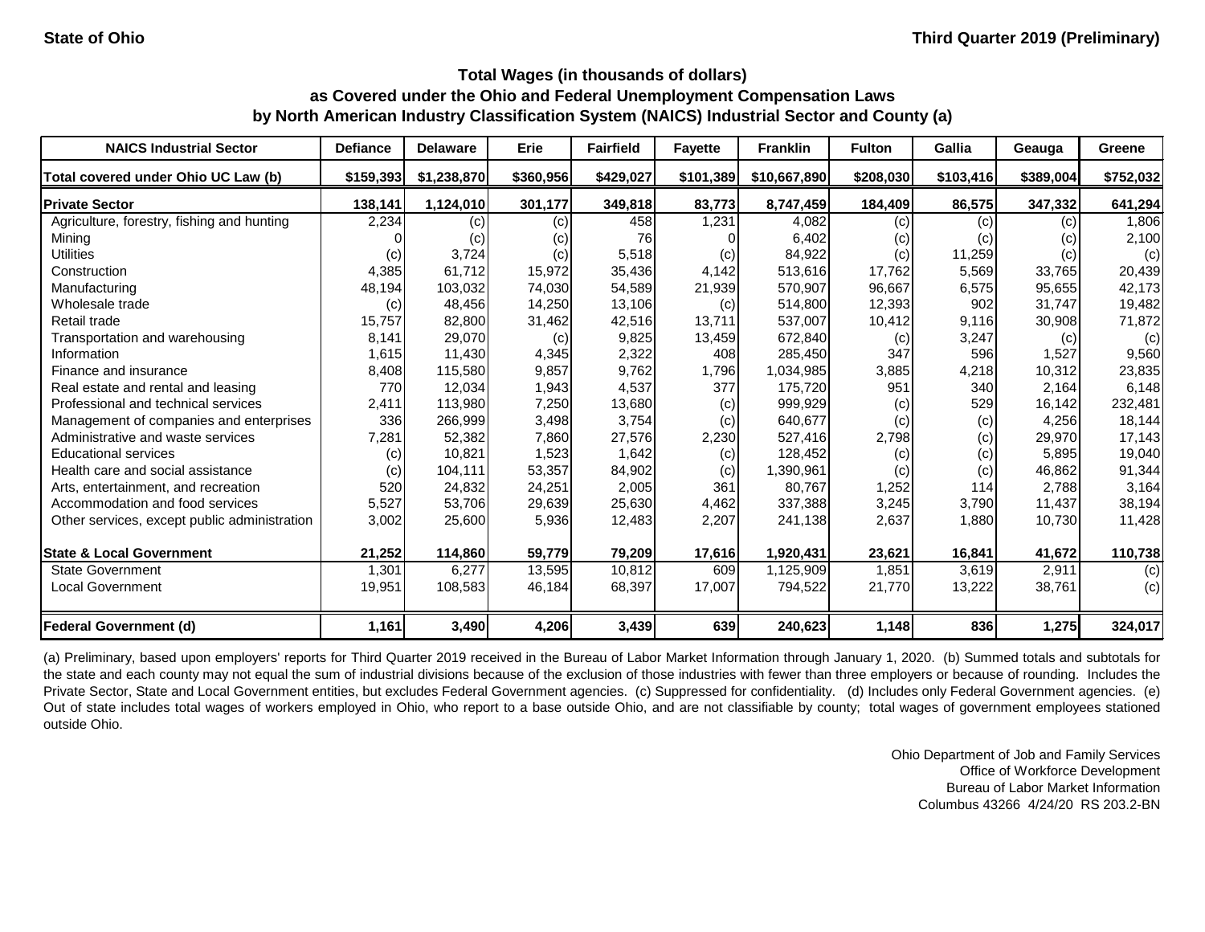State of Ohio

Third Quarter 2019 (Preliminary)

## Total Wages (in thousands of dollars) as Covered under the Ohio and Federal Unemployment Compensation Laws by North American Industry Classification System (NAICS) Industrial Sector and County (a)

| NAICS Industrial Sector | Defiance | Delaware | Erie | Fairfield | Fayette | Franklin | Fulton | Gallia | Geauga | Greene |
|---|---|---|---|---|---|---|---|---|---|---|
| **Total covered under Ohio UC Law (b)** | **$159,393** | **$1,238,870** | **$360,956** | **$429,027** | **$101,389** | **$10,667,890** | **$208,030** | **$103,416** | **$389,004** | **$752,032** |
| **Private Sector** | **138,141** | **1,124,010** | **301,177** | **349,818** | **83,773** | **8,747,459** | **184,409** | **86,575** | **347,332** | **641,294** |
| Agriculture, forestry, fishing and hunting | 2,234 | (c) | (c) | 458 | 1,231 | 4,082 | (c) | (c) | (c) | 1,806 |
| Mining | 0 | (c) | (c) | 76 | 0 | 6,402 | (c) | (c) | (c) | 2,100 |
| Utilities | (c) | 3,724 | (c) | 5,518 | (c) | 84,922 | (c) | 11,259 | (c) | (c) |
| Construction | 4,385 | 61,712 | 15,972 | 35,436 | 4,142 | 513,616 | 17,762 | 5,569 | 33,765 | 20,439 |
| Manufacturing | 48,194 | 103,032 | 74,030 | 54,589 | 21,939 | 570,907 | 96,667 | 6,575 | 95,655 | 42,173 |
| Wholesale trade | (c) | 48,456 | 14,250 | 13,106 | (c) | 514,800 | 12,393 | 902 | 31,747 | 19,482 |
| Retail trade | 15,757 | 82,800 | 31,462 | 42,516 | 13,711 | 537,007 | 10,412 | 9,116 | 30,908 | 71,872 |
| Transportation and warehousing | 8,141 | 29,070 | (c) | 9,825 | 13,459 | 672,840 | (c) | 3,247 | (c) | (c) |
| Information | 1,615 | 11,430 | 4,345 | 2,322 | 408 | 285,450 | 347 | 596 | 1,527 | 9,560 |
| Finance and insurance | 8,408 | 115,580 | 9,857 | 9,762 | 1,796 | 1,034,985 | 3,885 | 4,218 | 10,312 | 23,835 |
| Real estate and rental and leasing | 770 | 12,034 | 1,943 | 4,537 | 377 | 175,720 | 951 | 340 | 2,164 | 6,148 |
| Professional and technical services | 2,411 | 113,980 | 7,250 | 13,680 | (c) | 999,929 | (c) | 529 | 16,142 | 232,481 |
| Management of companies and enterprises | 336 | 266,999 | 3,498 | 3,754 | (c) | 640,677 | (c) | (c) | 4,256 | 18,144 |
| Administrative and waste services | 7,281 | 52,382 | 7,860 | 27,576 | 2,230 | 527,416 | 2,798 | (c) | 29,970 | 17,143 |
| Educational services | (c) | 10,821 | 1,523 | 1,642 | (c) | 128,452 | (c) | (c) | 5,895 | 19,040 |
| Health care and social assistance | (c) | 104,111 | 53,357 | 84,902 | (c) | 1,390,961 | (c) | (c) | 46,862 | 91,344 |
| Arts, entertainment, and recreation | 520 | 24,832 | 24,251 | 2,005 | 361 | 80,767 | 1,252 | 114 | 2,788 | 3,164 |
| Accommodation and food services | 5,527 | 53,706 | 29,639 | 25,630 | 4,462 | 337,388 | 3,245 | 3,790 | 11,437 | 38,194 |
| Other services, except public administration | 3,002 | 25,600 | 5,936 | 12,483 | 2,207 | 241,138 | 2,637 | 1,880 | 10,730 | 11,428 |
| **State & Local Government** | **21,252** | **114,860** | **59,779** | **79,209** | **17,616** | **1,920,431** | **23,621** | **16,841** | **41,672** | **110,738** |
| State Government | 1,301 | 6,277 | 13,595 | 10,812 | 609 | 1,125,909 | 1,851 | 3,619 | 2,911 | (c) |
| Local Government | 19,951 | 108,583 | 46,184 | 68,397 | 17,007 | 794,522 | 21,770 | 13,222 | 38,761 | (c) |
| **Federal Government (d)** | **1,161** | **3,490** | **4,206** | **3,439** | **639** | **240,623** | **1,148** | **836** | **1,275** | **324,017** |

(a) Preliminary, based upon employers' reports for Third Quarter 2019 received in the Bureau of Labor Market Information through January 1, 2020. (b) Summed totals and subtotals for the state and each county may not equal the sum of industrial divisions because of the exclusion of those industries with fewer than three employers or because of rounding. Includes the Private Sector, State and Local Government entities, but excludes Federal Government agencies. (c) Suppressed for confidentiality. (d) Includes only Federal Government agencies. (e) Out of state includes total wages of workers employed in Ohio, who report to a base outside Ohio, and are not classifiable by county; total wages of government employees stationed outside Ohio.

Ohio Department of Job and Family Services
Office of Workforce Development
Bureau of Labor Market Information
Columbus 43266 4/24/20 RS 203.2-BN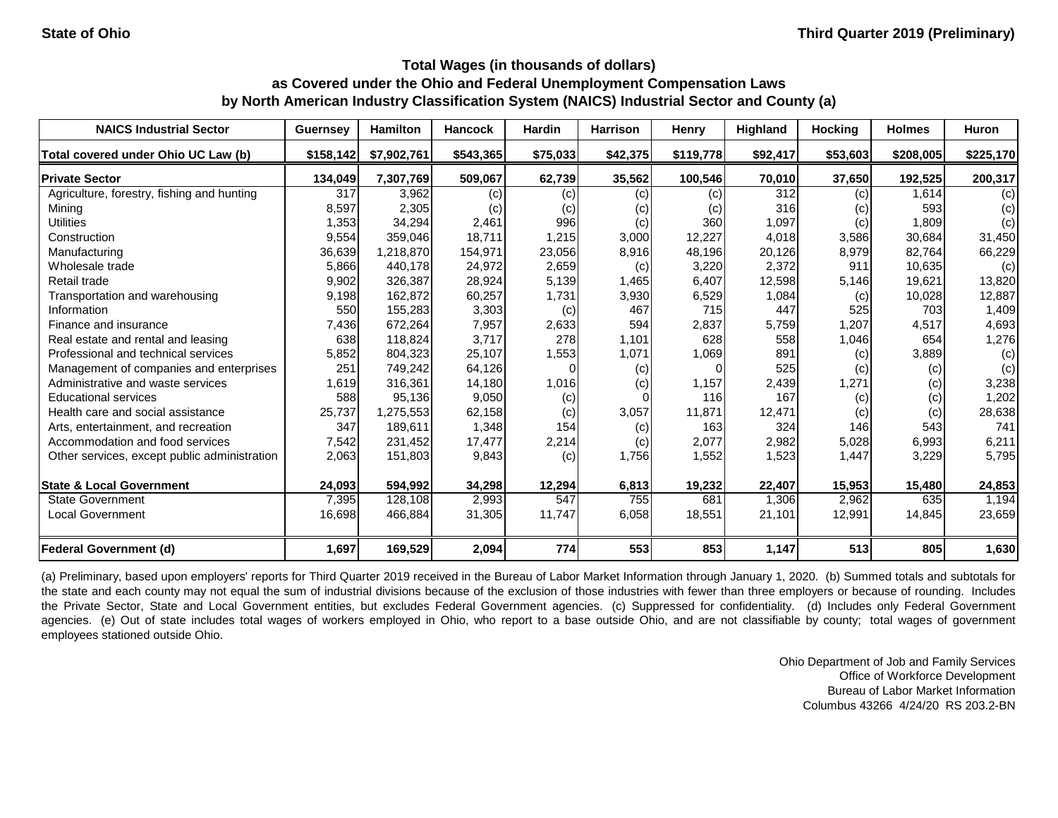State of Ohio

Third Quarter 2019 (Preliminary)

### Total Wages (in thousands of dollars)
### as Covered under the Ohio and Federal Unemployment Compensation Laws
### by North American Industry Classification System (NAICS) Industrial Sector and County (a)

| NAICS Industrial Sector | Guernsey | Hamilton | Hancock | Hardin | Harrison | Henry | Highland | Hocking | Holmes | Huron |
|---|---|---|---|---|---|---|---|---|---|---|
| **Total covered under Ohio UC Law (b)** | **$158,142** | **$7,902,761** | **$543,365** | **$75,033** | **$42,375** | **$119,778** | **$92,417** | **$53,603** | **$208,005** | **$225,170** |
| **Private Sector** | **134,049** | **7,307,769** | **509,067** | **62,739** | **35,562** | **100,546** | **70,010** | **37,650** | **192,525** | **200,317** |
| Agriculture, forestry, fishing and hunting | 317 | 3,962 | (c) | (c) | (c) | (c) | 312 | (c) | 1,614 | (c) |
| Mining | 8,597 | 2,305 | (c) | (c) | (c) | (c) | 316 | (c) | 593 | (c) |
| Utilities | 1,353 | 34,294 | 2,461 | 996 | (c) | 360 | 1,097 | (c) | 1,809 | (c) |
| Construction | 9,554 | 359,046 | 18,711 | 1,215 | 3,000 | 12,227 | 4,018 | 3,586 | 30,684 | 31,450 |
| Manufacturing | 36,639 | 1,218,870 | 154,971 | 23,056 | 8,916 | 48,196 | 20,126 | 8,979 | 82,764 | 66,229 |
| Wholesale trade | 5,866 | 440,178 | 24,972 | 2,659 | (c) | 3,220 | 2,372 | 911 | 10,635 | (c) |
| Retail trade | 9,902 | 326,387 | 28,924 | 5,139 | 1,465 | 6,407 | 12,598 | 5,146 | 19,621 | 13,820 |
| Transportation and warehousing | 9,198 | 162,872 | 60,257 | 1,731 | 3,930 | 6,529 | 1,084 | (c) | 10,028 | 12,887 |
| Information | 550 | 155,283 | 3,303 | (c) | 467 | 715 | 447 | 525 | 703 | 1,409 |
| Finance and insurance | 7,436 | 672,264 | 7,957 | 2,633 | 594 | 2,837 | 5,759 | 1,207 | 4,517 | 4,693 |
| Real estate and rental and leasing | 638 | 118,824 | 3,717 | 278 | 1,101 | 628 | 558 | 1,046 | 654 | 1,276 |
| Professional and technical services | 5,852 | 804,323 | 25,107 | 1,553 | 1,071 | 1,069 | 891 | (c) | 3,889 | (c) |
| Management of companies and enterprises | 251 | 749,242 | 64,126 | 0 | (c) | 0 | 525 | (c) | (c) | (c) |
| Administrative and waste services | 1,619 | 316,361 | 14,180 | 1,016 | (c) | 1,157 | 2,439 | 1,271 | (c) | 3,238 |
| Educational services | 588 | 95,136 | 9,050 | (c) | 0 | 116 | 167 | (c) | (c) | 1,202 |
| Health care and social assistance | 25,737 | 1,275,553 | 62,158 | (c) | 3,057 | 11,871 | 12,471 | (c) | (c) | 28,638 |
| Arts, entertainment, and recreation | 347 | 189,611 | 1,348 | 154 | (c) | 163 | 324 | 146 | 543 | 741 |
| Accommodation and food services | 7,542 | 231,452 | 17,477 | 2,214 | (c) | 2,077 | 2,982 | 5,028 | 6,993 | 6,211 |
| Other services, except public administration | 2,063 | 151,803 | 9,843 | (c) | 1,756 | 1,552 | 1,523 | 1,447 | 3,229 | 5,795 |
| **State & Local Government** | **24,093** | **594,992** | **34,298** | **12,294** | **6,813** | **19,232** | **22,407** | **15,953** | **15,480** | **24,853** |
| State Government | 7,395 | 128,108 | 2,993 | 547 | 755 | 681 | 1,306 | 2,962 | 635 | 1,194 |
| Local Government | 16,698 | 466,884 | 31,305 | 11,747 | 6,058 | 18,551 | 21,101 | 12,991 | 14,845 | 23,659 |
| **Federal Government (d)** | **1,697** | **169,529** | **2,094** | **774** | **553** | **853** | **1,147** | **513** | **805** | **1,630** |

(a) Preliminary, based upon employers' reports for Third Quarter 2019 received in the Bureau of Labor Market Information through January 1, 2020. (b) Summed totals and subtotals for the state and each county may not equal the sum of industrial divisions because of the exclusion of those industries with fewer than three employers or because of rounding. Includes the Private Sector, State and Local Government entities, but excludes Federal Government agencies. (c) Suppressed for confidentiality. (d) Includes only Federal Government agencies. (e) Out of state includes total wages of workers employed in Ohio, who report to a base outside Ohio, and are not classifiable by county; total wages of government employees stationed outside Ohio.

Ohio Department of Job and Family Services
Office of Workforce Development
Bureau of Labor Market Information
Columbus 43266 4/24/20 RS 203.2-BN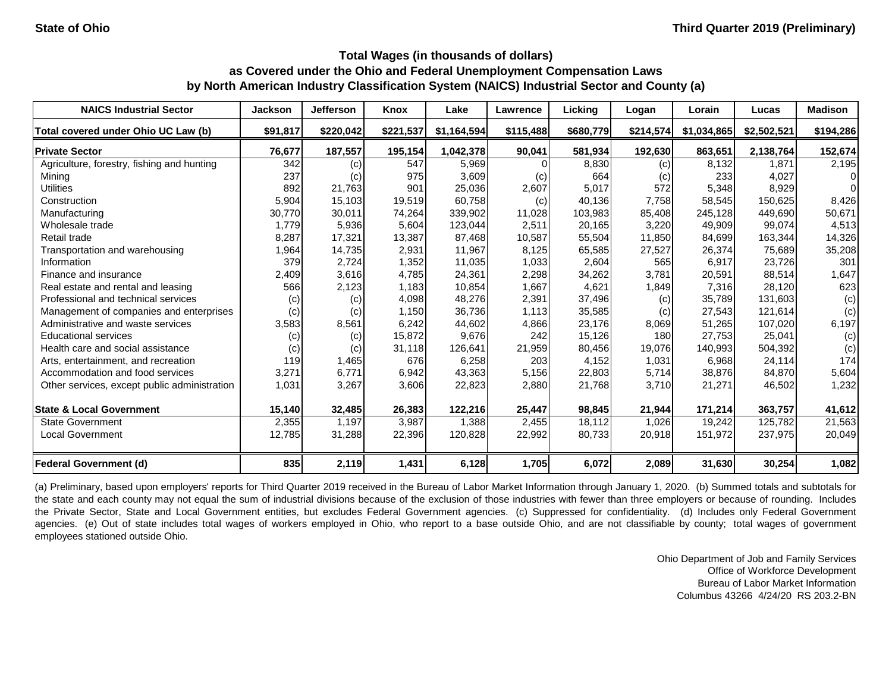State of Ohio

Third Quarter 2019 (Preliminary)

### Total Wages (in thousands of dollars) as Covered under the Ohio and Federal Unemployment Compensation Laws by North American Industry Classification System (NAICS) Industrial Sector and County (a)

| NAICS Industrial Sector | Jackson | Jefferson | Knox | Lake | Lawrence | Licking | Logan | Lorain | Lucas | Madison |
|---|---|---|---|---|---|---|---|---|---|---|
| Total covered under Ohio UC Law (b) | $91,817 | $220,042 | $221,537 | $1,164,594 | $115,488 | $680,779 | $214,574 | $1,034,865 | $2,502,521 | $194,286 |
| **Private Sector** | **76,677** | **187,557** | **195,154** | **1,042,378** | **90,041** | **581,934** | **192,630** | **863,651** | **2,138,764** | **152,674** |
| Agriculture, forestry, fishing and hunting | 342 | (c) | 547 | 5,969 | 0 | 8,830 | (c) | 8,132 | 1,871 | 2,195 |
| Mining | 237 | (c) | 975 | 3,609 | (c) | 664 | (c) | 233 | 4,027 | 0 |
| Utilities | 892 | 21,763 | 901 | 25,036 | 2,607 | 5,017 | 572 | 5,348 | 8,929 | 0 |
| Construction | 5,904 | 15,103 | 19,519 | 60,758 | (c) | 40,136 | 7,758 | 58,545 | 150,625 | 8,426 |
| Manufacturing | 30,770 | 30,011 | 74,264 | 339,902 | 11,028 | 103,983 | 85,408 | 245,128 | 449,690 | 50,671 |
| Wholesale trade | 1,779 | 5,936 | 5,604 | 123,044 | 2,511 | 20,165 | 3,220 | 49,909 | 99,074 | 4,513 |
| Retail trade | 8,287 | 17,321 | 13,387 | 87,468 | 10,587 | 55,504 | 11,850 | 84,699 | 163,344 | 14,326 |
| Transportation and warehousing | 1,964 | 14,735 | 2,931 | 11,967 | 8,125 | 65,585 | 27,527 | 26,374 | 75,689 | 35,208 |
| Information | 379 | 2,724 | 1,352 | 11,035 | 1,033 | 2,604 | 565 | 6,917 | 23,726 | 301 |
| Finance and insurance | 2,409 | 3,616 | 4,785 | 24,361 | 2,298 | 34,262 | 3,781 | 20,591 | 88,514 | 1,647 |
| Real estate and rental and leasing | 566 | 2,123 | 1,183 | 10,854 | 1,667 | 4,621 | 1,849 | 7,316 | 28,120 | 623 |
| Professional and technical services | (c) | (c) | 4,098 | 48,276 | 2,391 | 37,496 | (c) | 35,789 | 131,603 | (c) |
| Management of companies and enterprises | (c) | (c) | 1,150 | 36,736 | 1,113 | 35,585 | (c) | 27,543 | 121,614 | (c) |
| Administrative and waste services | 3,583 | 8,561 | 6,242 | 44,602 | 4,866 | 23,176 | 8,069 | 51,265 | 107,020 | 6,197 |
| Educational services | (c) | (c) | 15,872 | 9,676 | 242 | 15,126 | 180 | 27,753 | 25,041 | (c) |
| Health care and social assistance | (c) | (c) | 31,118 | 126,641 | 21,959 | 80,456 | 19,076 | 140,993 | 504,392 | (c) |
| Arts, entertainment, and recreation | 119 | 1,465 | 676 | 6,258 | 203 | 4,152 | 1,031 | 6,968 | 24,114 | 174 |
| Accommodation and food services | 3,271 | 6,771 | 6,942 | 43,363 | 5,156 | 22,803 | 5,714 | 38,876 | 84,870 | 5,604 |
| Other services, except public administration | 1,031 | 3,267 | 3,606 | 22,823 | 2,880 | 21,768 | 3,710 | 21,271 | 46,502 | 1,232 |
| **State & Local Government** | **15,140** | **32,485** | **26,383** | **122,216** | **25,447** | **98,845** | **21,944** | **171,214** | **363,757** | **41,612** |
| State Government | 2,355 | 1,197 | 3,987 | 1,388 | 2,455 | 18,112 | 1,026 | 19,242 | 125,782 | 21,563 |
| Local Government | 12,785 | 31,288 | 22,396 | 120,828 | 22,992 | 80,733 | 20,918 | 151,972 | 237,975 | 20,049 |
| **Federal Government (d)** | **835** | **2,119** | **1,431** | **6,128** | **1,705** | **6,072** | **2,089** | **31,630** | **30,254** | **1,082** |

(a) Preliminary, based upon employers' reports for Third Quarter 2019 received in the Bureau of Labor Market Information through January 1, 2020. (b) Summed totals and subtotals for the state and each county may not equal the sum of industrial divisions because of the exclusion of those industries with fewer than three employers or because of rounding. Includes the Private Sector, State and Local Government entities, but excludes Federal Government agencies. (c) Suppressed for confidentiality. (d) Includes only Federal Government agencies. (e) Out of state includes total wages of workers employed in Ohio, who report to a base outside Ohio, and are not classifiable by county; total wages of government employees stationed outside Ohio.

Ohio Department of Job and Family Services
Office of Workforce Development
Bureau of Labor Market Information
Columbus 43266 4/24/20 RS 203.2-BN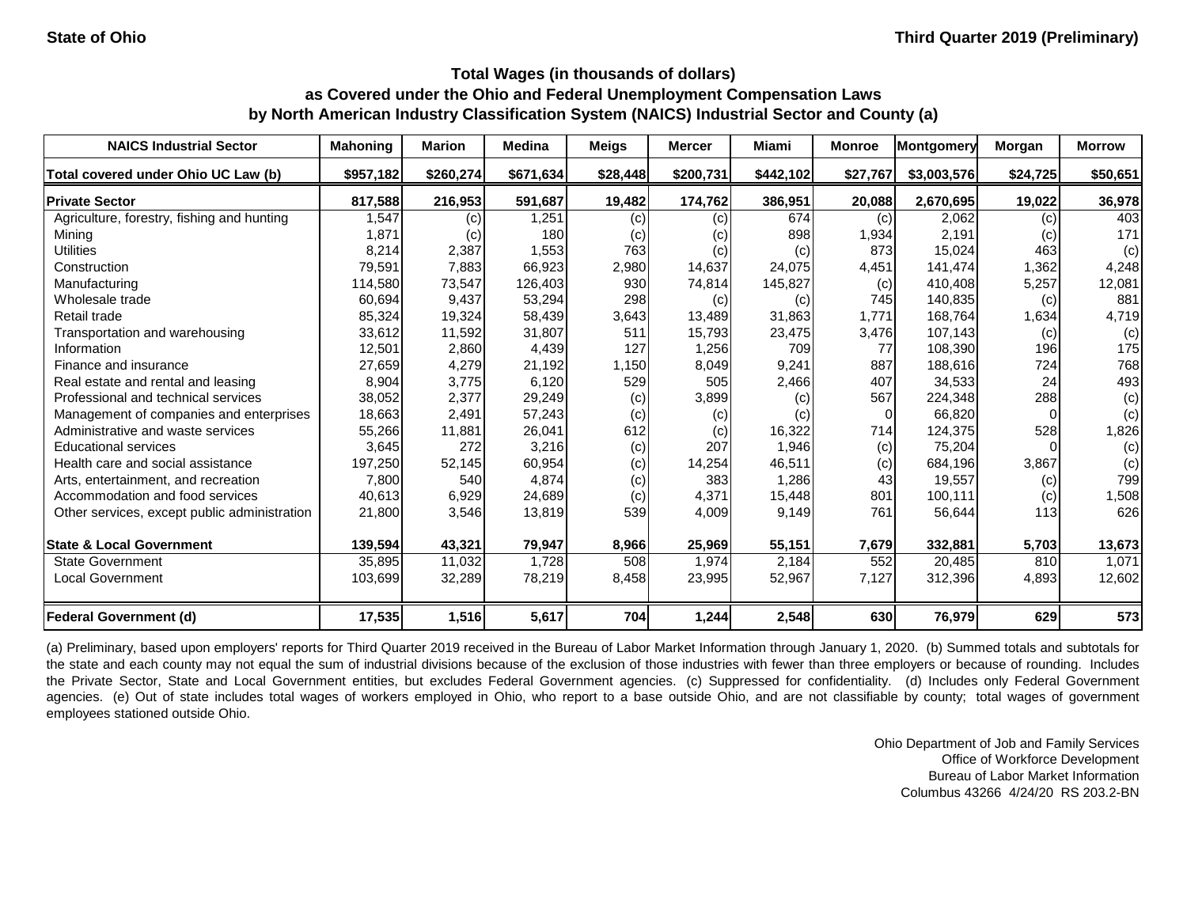State of Ohio

Third Quarter 2019 (Preliminary)

## Total Wages (in thousands of dollars) as Covered under the Ohio and Federal Unemployment Compensation Laws by North American Industry Classification System (NAICS) Industrial Sector and County (a)

| NAICS Industrial Sector | Mahoning | Marion | Medina | Meigs | Mercer | Miami | Monroe | Montgomery | Morgan | Morrow |
|---|---|---|---|---|---|---|---|---|---|---|
| Total covered under Ohio UC Law (b) | $957,182 | $260,274 | $671,634 | $28,448 | $200,731 | $442,102 | $27,767 | $3,003,576 | $24,725 | $50,651 |
| **Private Sector** | **817,588** | **216,953** | **591,687** | **19,482** | **174,762** | **386,951** | **20,088** | **2,670,695** | **19,022** | **36,978** |
| Agriculture, forestry, fishing and hunting | 1,547 | (c) | 1,251 | (c) | (c) | 674 | (c) | 2,062 | (c) | 403 |
| Mining | 1,871 | (c) | 180 | (c) | (c) | 898 | 1,934 | 2,191 | (c) | 171 |
| Utilities | 8,214 | 2,387 | 1,553 | 763 | (c) | (c) | 873 | 15,024 | 463 | (c) |
| Construction | 79,591 | 7,883 | 66,923 | 2,980 | 14,637 | 24,075 | 4,451 | 141,474 | 1,362 | 4,248 |
| Manufacturing | 114,580 | 73,547 | 126,403 | 930 | 74,814 | 145,827 | (c) | 410,408 | 5,257 | 12,081 |
| Wholesale trade | 60,694 | 9,437 | 53,294 | 298 | (c) | (c) | 745 | 140,835 | (c) | 881 |
| Retail trade | 85,324 | 19,324 | 58,439 | 3,643 | 13,489 | 31,863 | 1,771 | 168,764 | 1,634 | 4,719 |
| Transportation and warehousing | 33,612 | 11,592 | 31,807 | 511 | 15,793 | 23,475 | 3,476 | 107,143 | (c) | (c) |
| Information | 12,501 | 2,860 | 4,439 | 127 | 1,256 | 709 | 77 | 108,390 | 196 | 175 |
| Finance and insurance | 27,659 | 4,279 | 21,192 | 1,150 | 8,049 | 9,241 | 887 | 188,616 | 724 | 768 |
| Real estate and rental and leasing | 8,904 | 3,775 | 6,120 | 529 | 505 | 2,466 | 407 | 34,533 | 24 | 493 |
| Professional and technical services | 38,052 | 2,377 | 29,249 | (c) | 3,899 | (c) | 567 | 224,348 | 288 | (c) |
| Management of companies and enterprises | 18,663 | 2,491 | 57,243 | (c) | (c) | (c) | 0 | 66,820 | 0 | (c) |
| Administrative and waste services | 55,266 | 11,881 | 26,041 | 612 | (c) | 16,322 | 714 | 124,375 | 528 | 1,826 |
| Educational services | 3,645 | 272 | 3,216 | (c) | 207 | 1,946 | (c) | 75,204 | 0 | (c) |
| Health care and social assistance | 197,250 | 52,145 | 60,954 | (c) | 14,254 | 46,511 | (c) | 684,196 | 3,867 | (c) |
| Arts, entertainment, and recreation | 7,800 | 540 | 4,874 | (c) | 383 | 1,286 | 43 | 19,557 | (c) | 799 |
| Accommodation and food services | 40,613 | 6,929 | 24,689 | (c) | 4,371 | 15,448 | 801 | 100,111 | (c) | 1,508 |
| Other services, except public administration | 21,800 | 3,546 | 13,819 | 539 | 4,009 | 9,149 | 761 | 56,644 | 113 | 626 |
| **State & Local Government** | **139,594** | **43,321** | **79,947** | **8,966** | **25,969** | **55,151** | **7,679** | **332,881** | **5,703** | **13,673** |
| State Government | 35,895 | 11,032 | 1,728 | 508 | 1,974 | 2,184 | 552 | 20,485 | 810 | 1,071 |
| Local Government | 103,699 | 32,289 | 78,219 | 8,458 | 23,995 | 52,967 | 7,127 | 312,396 | 4,893 | 12,602 |
| **Federal Government (d)** | **17,535** | **1,516** | **5,617** | **704** | **1,244** | **2,548** | **630** | **76,979** | **629** | **573** |

(a) Preliminary, based upon employers' reports for Third Quarter 2019 received in the Bureau of Labor Market Information through January 1, 2020. (b) Summed totals and subtotals for the state and each county may not equal the sum of industrial divisions because of the exclusion of those industries with fewer than three employers or because of rounding. Includes the Private Sector, State and Local Government entities, but excludes Federal Government agencies. (c) Suppressed for confidentiality. (d) Includes only Federal Government agencies. (e) Out of state includes total wages of workers employed in Ohio, who report to a base outside Ohio, and are not classifiable by county; total wages of government employees stationed outside Ohio.

Ohio Department of Job and Family Services
Office of Workforce Development
Bureau of Labor Market Information
Columbus 43266 4/24/20 RS 203.2-BN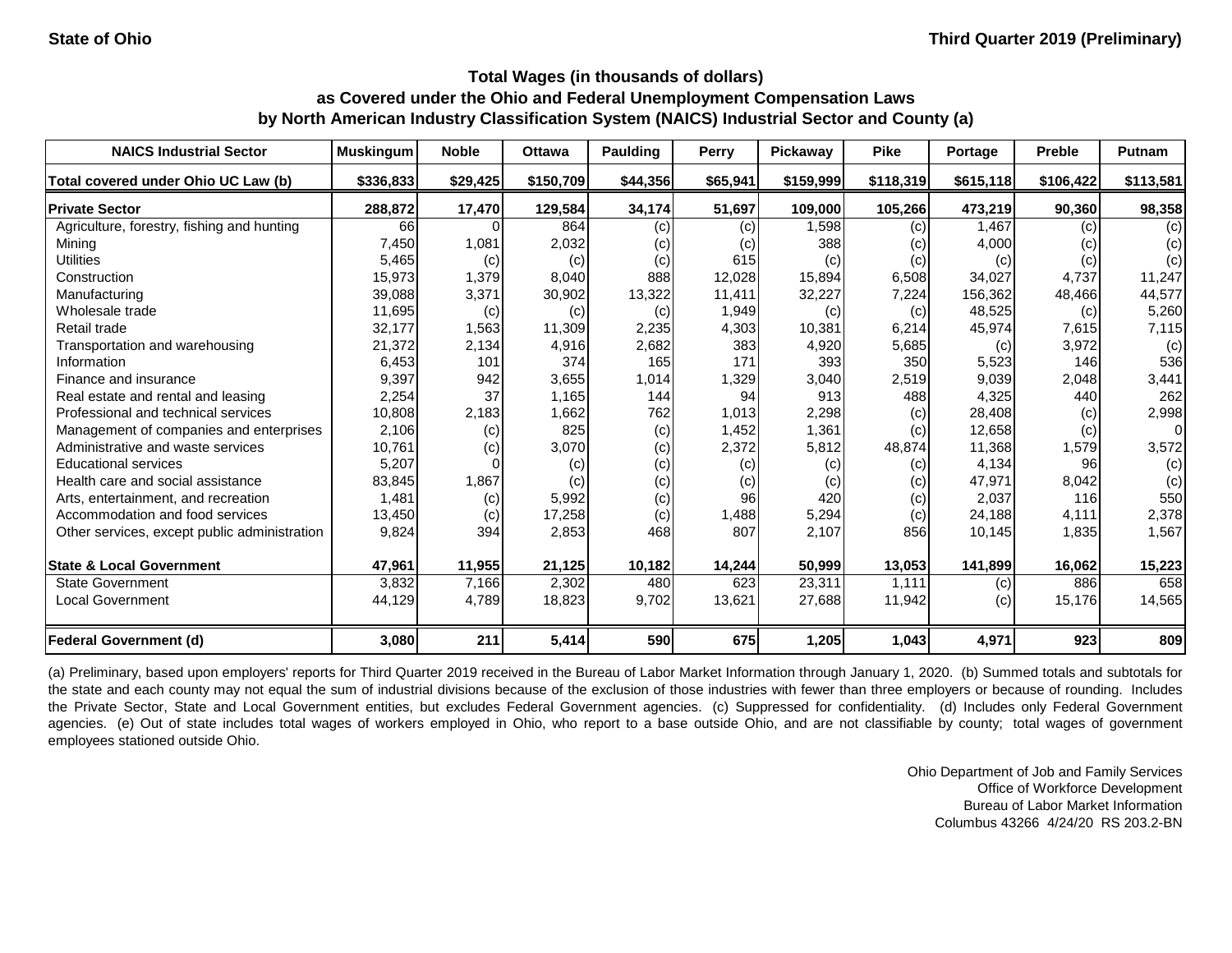State of Ohio — Third Quarter 2019 (Preliminary)

## Total Wages (in thousands of dollars) as Covered under the Ohio and Federal Unemployment Compensation Laws by North American Industry Classification System (NAICS) Industrial Sector and County (a)

| NAICS Industrial Sector | Muskingum | Noble | Ottawa | Paulding | Perry | Pickaway | Pike | Portage | Preble | Putnam |
|---|---|---|---|---|---|---|---|---|---|---|
| Total covered under Ohio UC Law (b) | $336,833 | $29,425 | $150,709 | $44,356 | $65,941 | $159,999 | $118,319 | $615,118 | $106,422 | $113,581 |
| **Private Sector** | **288,872** | **17,470** | **129,584** | **34,174** | **51,697** | **109,000** | **105,266** | **473,219** | **90,360** | **98,358** |
| Agriculture, forestry, fishing and hunting | 66 | 0 | 864 | (c) | (c) | 1,598 | (c) | 1,467 | (c) | (c) |
| Mining | 7,450 | 1,081 | 2,032 | (c) | (c) | 388 | (c) | 4,000 | (c) | (c) |
| Utilities | 5,465 | (c) | (c) | (c) | 615 | (c) | (c) | (c) | (c) | (c) |
| Construction | 15,973 | 1,379 | 8,040 | 888 | 12,028 | 15,894 | 6,508 | 34,027 | 4,737 | 11,247 |
| Manufacturing | 39,088 | 3,371 | 30,902 | 13,322 | 11,411 | 32,227 | 7,224 | 156,362 | 48,466 | 44,577 |
| Wholesale trade | 11,695 | (c) | (c) | (c) | 1,949 | (c) | (c) | 48,525 | (c) | 5,260 |
| Retail trade | 32,177 | 1,563 | 11,309 | 2,235 | 4,303 | 10,381 | 6,214 | 45,974 | 7,615 | 7,115 |
| Transportation and warehousing | 21,372 | 2,134 | 4,916 | 2,682 | 383 | 4,920 | 5,685 | (c) | 3,972 | (c) |
| Information | 6,453 | 101 | 374 | 165 | 171 | 393 | 350 | 5,523 | 146 | 536 |
| Finance and insurance | 9,397 | 942 | 3,655 | 1,014 | 1,329 | 3,040 | 2,519 | 9,039 | 2,048 | 3,441 |
| Real estate and rental and leasing | 2,254 | 37 | 1,165 | 144 | 94 | 913 | 488 | 4,325 | 440 | 262 |
| Professional and technical services | 10,808 | 2,183 | 1,662 | 762 | 1,013 | 2,298 | (c) | 28,408 | (c) | 2,998 |
| Management of companies and enterprises | 2,106 | (c) | 825 | (c) | 1,452 | 1,361 | (c) | 12,658 | (c) | 0 |
| Administrative and waste services | 10,761 | (c) | 3,070 | (c) | 2,372 | 5,812 | 48,874 | 11,368 | 1,579 | 3,572 |
| Educational services | 5,207 | 0 | (c) | (c) | (c) | (c) | (c) | 4,134 | 96 | (c) |
| Health care and social assistance | 83,845 | 1,867 | (c) | (c) | (c) | (c) | (c) | 47,971 | 8,042 | (c) |
| Arts, entertainment, and recreation | 1,481 | (c) | 5,992 | (c) | 96 | 420 | (c) | 2,037 | 116 | 550 |
| Accommodation and food services | 13,450 | (c) | 17,258 | (c) | 1,488 | 5,294 | (c) | 24,188 | 4,111 | 2,378 |
| Other services, except public administration | 9,824 | 394 | 2,853 | 468 | 807 | 2,107 | 856 | 10,145 | 1,835 | 1,567 |
| **State & Local Government** | **47,961** | **11,955** | **21,125** | **10,182** | **14,244** | **50,999** | **13,053** | **141,899** | **16,062** | **15,223** |
| State Government | 3,832 | 7,166 | 2,302 | 480 | 623 | 23,311 | 1,111 | (c) | 886 | 658 |
| Local Government | 44,129 | 4,789 | 18,823 | 9,702 | 13,621 | 27,688 | 11,942 | (c) | 15,176 | 14,565 |
| **Federal Government (d)** | **3,080** | **211** | **5,414** | **590** | **675** | **1,205** | **1,043** | **4,971** | **923** | **809** |

(a) Preliminary, based upon employers' reports for Third Quarter 2019 received in the Bureau of Labor Market Information through January 1, 2020. (b) Summed totals and subtotals for the state and each county may not equal the sum of industrial divisions because of the exclusion of those industries with fewer than three employers or because of rounding. Includes the Private Sector, State and Local Government entities, but excludes Federal Government agencies. (c) Suppressed for confidentiality. (d) Includes only Federal Government agencies. (e) Out of state includes total wages of workers employed in Ohio, who report to a base outside Ohio, and are not classifiable by county; total wages of government employees stationed outside Ohio.

Ohio Department of Job and Family Services
Office of Workforce Development
Bureau of Labor Market Information
Columbus 43266 4/24/20 RS 203.2-BN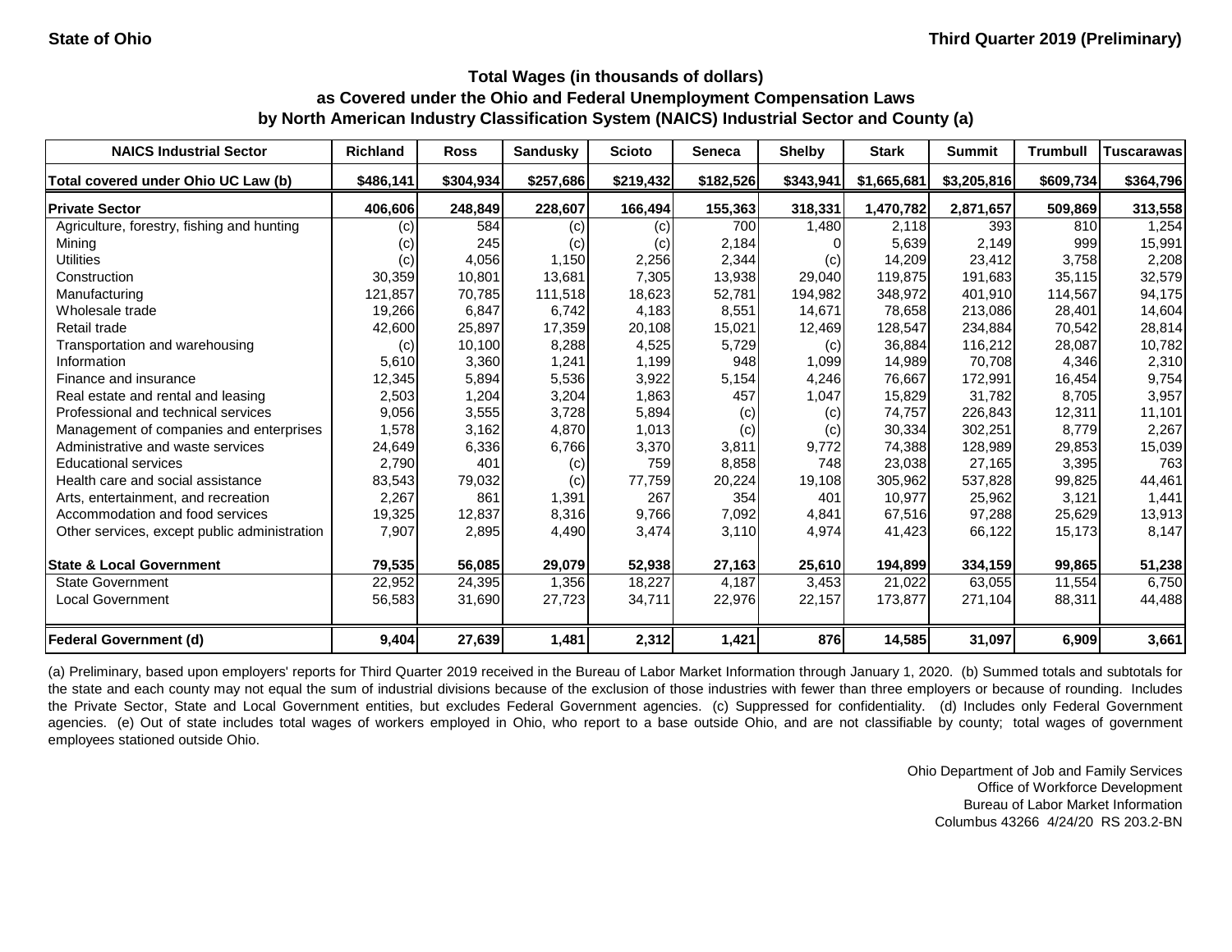State of Ohio | Third Quarter 2019 (Preliminary)

## Total Wages (in thousands of dollars) as Covered under the Ohio and Federal Unemployment Compensation Laws by North American Industry Classification System (NAICS) Industrial Sector and County (a)

| NAICS Industrial Sector | Richland | Ross | Sandusky | Scioto | Seneca | Shelby | Stark | Summit | Trumbull | Tuscarawas |
|---|---|---|---|---|---|---|---|---|---|---|
| **Total covered under Ohio UC Law (b)** | **$486,141** | **$304,934** | **$257,686** | **$219,432** | **$182,526** | **$343,941** | **$1,665,681** | **$3,205,816** | **$609,734** | **$364,796** |
| **Private Sector** | **406,606** | **248,849** | **228,607** | **166,494** | **155,363** | **318,331** | **1,470,782** | **2,871,657** | **509,869** | **313,558** |
| Agriculture, forestry, fishing and hunting | (c) | 584 | (c) | (c) | 700 | 1,480 | 2,118 | 393 | 810 | 1,254 |
| Mining | (c) | 245 | (c) | (c) | 2,184 | 0 | 5,639 | 2,149 | 999 | 15,991 |
| Utilities | (c) | 4,056 | 1,150 | 2,256 | 2,344 | (c) | 14,209 | 23,412 | 3,758 | 2,208 |
| Construction | 30,359 | 10,801 | 13,681 | 7,305 | 13,938 | 29,040 | 119,875 | 191,683 | 35,115 | 32,579 |
| Manufacturing | 121,857 | 70,785 | 111,518 | 18,623 | 52,781 | 194,982 | 348,972 | 401,910 | 114,567 | 94,175 |
| Wholesale trade | 19,266 | 6,847 | 6,742 | 4,183 | 8,551 | 14,671 | 78,658 | 213,086 | 28,401 | 14,604 |
| Retail trade | 42,600 | 25,897 | 17,359 | 20,108 | 15,021 | 12,469 | 128,547 | 234,884 | 70,542 | 28,814 |
| Transportation and warehousing | (c) | 10,100 | 8,288 | 4,525 | 5,729 | (c) | 36,884 | 116,212 | 28,087 | 10,782 |
| Information | 5,610 | 3,360 | 1,241 | 1,199 | 948 | 1,099 | 14,989 | 70,708 | 4,346 | 2,310 |
| Finance and insurance | 12,345 | 5,894 | 5,536 | 3,922 | 5,154 | 4,246 | 76,667 | 172,991 | 16,454 | 9,754 |
| Real estate and rental and leasing | 2,503 | 1,204 | 3,204 | 1,863 | 457 | 1,047 | 15,829 | 31,782 | 8,705 | 3,957 |
| Professional and technical services | 9,056 | 3,555 | 3,728 | 5,894 | (c) | (c) | 74,757 | 226,843 | 12,311 | 11,101 |
| Management of companies and enterprises | 1,578 | 3,162 | 4,870 | 1,013 | (c) | (c) | 30,334 | 302,251 | 8,779 | 2,267 |
| Administrative and waste services | 24,649 | 6,336 | 6,766 | 3,370 | 3,811 | 9,772 | 74,388 | 128,989 | 29,853 | 15,039 |
| Educational services | 2,790 | 401 | (c) | 759 | 8,858 | 748 | 23,038 | 27,165 | 3,395 | 763 |
| Health care and social assistance | 83,543 | 79,032 | (c) | 77,759 | 20,224 | 19,108 | 305,962 | 537,828 | 99,825 | 44,461 |
| Arts, entertainment, and recreation | 2,267 | 861 | 1,391 | 267 | 354 | 401 | 10,977 | 25,962 | 3,121 | 1,441 |
| Accommodation and food services | 19,325 | 12,837 | 8,316 | 9,766 | 7,092 | 4,841 | 67,516 | 97,288 | 25,629 | 13,913 |
| Other services, except public administration | 7,907 | 2,895 | 4,490 | 3,474 | 3,110 | 4,974 | 41,423 | 66,122 | 15,173 | 8,147 |
| **State & Local Government** | **79,535** | **56,085** | **29,079** | **52,938** | **27,163** | **25,610** | **194,899** | **334,159** | **99,865** | **51,238** |
| State Government | 22,952 | 24,395 | 1,356 | 18,227 | 4,187 | 3,453 | 21,022 | 63,055 | 11,554 | 6,750 |
| Local Government | 56,583 | 31,690 | 27,723 | 34,711 | 22,976 | 22,157 | 173,877 | 271,104 | 88,311 | 44,488 |
| **Federal Government (d)** | **9,404** | **27,639** | **1,481** | **2,312** | **1,421** | **876** | **14,585** | **31,097** | **6,909** | **3,661** |

(a) Preliminary, based upon employers' reports for Third Quarter 2019 received in the Bureau of Labor Market Information through January 1, 2020. (b) Summed totals and subtotals for the state and each county may not equal the sum of industrial divisions because of the exclusion of those industries with fewer than three employers or because of rounding. Includes the Private Sector, State and Local Government entities, but excludes Federal Government agencies. (c) Suppressed for confidentiality. (d) Includes only Federal Government agencies. (e) Out of state includes total wages of workers employed in Ohio, who report to a base outside Ohio, and are not classifiable by county; total wages of government employees stationed outside Ohio.

Ohio Department of Job and Family Services
Office of Workforce Development
Bureau of Labor Market Information
Columbus 43266 4/24/20 RS 203.2-BN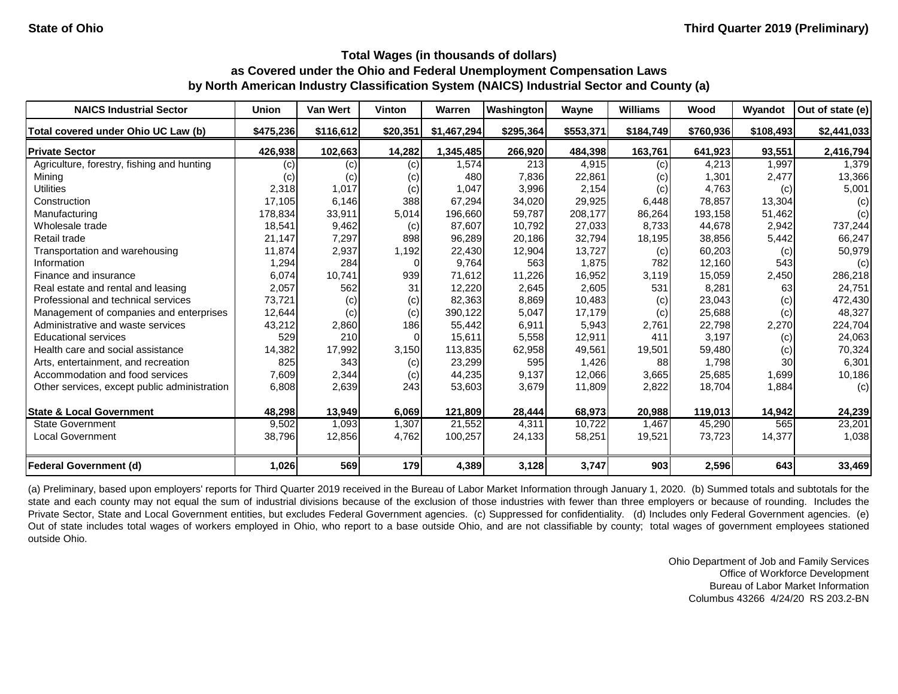State of Ohio

Third Quarter 2019 (Preliminary)

**Total Wages (in thousands of dollars)
as Covered under the Ohio and Federal Unemployment Compensation Laws
by North American Industry Classification System (NAICS) Industrial Sector and County (a)**

| NAICS Industrial Sector | Union | Van Wert | Vinton | Warren | Washington | Wayne | Williams | Wood | Wyandot | Out of state (e) |
|---|---|---|---|---|---|---|---|---|---|---|
| **Total covered under Ohio UC Law (b)** | **$475,236** | **$116,612** | **$20,351** | **$1,467,294** | **$295,364** | **$553,371** | **$184,749** | **$760,936** | **$108,493** | **$2,441,033** |
| **Private Sector** | **426,938** | **102,663** | **14,282** | **1,345,485** | **266,920** | **484,398** | **163,761** | **641,923** | **93,551** | **2,416,794** |
| Agriculture, forestry, fishing and hunting | (c) | (c) | (c) | 1,574 | 213 | 4,915 | (c) | 4,213 | 1,997 | 1,379 |
| Mining | (c) | (c) | (c) | 480 | 7,836 | 22,861 | (c) | 1,301 | 2,477 | 13,366 |
| Utilities | 2,318 | 1,017 | (c) | 1,047 | 3,996 | 2,154 | (c) | 4,763 | (c) | 5,001 |
| Construction | 17,105 | 6,146 | 388 | 67,294 | 34,020 | 29,925 | 6,448 | 78,857 | 13,304 | (c) |
| Manufacturing | 178,834 | 33,911 | 5,014 | 196,660 | 59,787 | 208,177 | 86,264 | 193,158 | 51,462 | (c) |
| Wholesale trade | 18,541 | 9,462 | (c) | 87,607 | 10,792 | 27,033 | 8,733 | 44,678 | 2,942 | 737,244 |
| Retail trade | 21,147 | 7,297 | 898 | 96,289 | 20,186 | 32,794 | 18,195 | 38,856 | 5,442 | 66,247 |
| Transportation and warehousing | 11,874 | 2,937 | 1,192 | 22,430 | 12,904 | 13,727 | (c) | 60,203 | (c) | 50,979 |
| Information | 1,294 | 284 | 0 | 9,764 | 563 | 1,875 | 782 | 12,160 | 543 | (c) |
| Finance and insurance | 6,074 | 10,741 | 939 | 71,612 | 11,226 | 16,952 | 3,119 | 15,059 | 2,450 | 286,218 |
| Real estate and rental and leasing | 2,057 | 562 | 31 | 12,220 | 2,645 | 2,605 | 531 | 8,281 | 63 | 24,751 |
| Professional and technical services | 73,721 | (c) | (c) | 82,363 | 8,869 | 10,483 | (c) | 23,043 | (c) | 472,430 |
| Management of companies and enterprises | 12,644 | (c) | (c) | 390,122 | 5,047 | 17,179 | (c) | 25,688 | (c) | 48,327 |
| Administrative and waste services | 43,212 | 2,860 | 186 | 55,442 | 6,911 | 5,943 | 2,761 | 22,798 | 2,270 | 224,704 |
| Educational services | 529 | 210 | 0 | 15,611 | 5,558 | 12,911 | 411 | 3,197 | (c) | 24,063 |
| Health care and social assistance | 14,382 | 17,992 | 3,150 | 113,835 | 62,958 | 49,561 | 19,501 | 59,480 | (c) | 70,324 |
| Arts, entertainment, and recreation | 825 | 343 | (c) | 23,299 | 595 | 1,426 | 88 | 1,798 | 30 | 6,301 |
| Accommodation and food services | 7,609 | 2,344 | (c) | 44,235 | 9,137 | 12,066 | 3,665 | 25,685 | 1,699 | 10,186 |
| Other services, except public administration | 6,808 | 2,639 | 243 | 53,603 | 3,679 | 11,809 | 2,822 | 18,704 | 1,884 | (c) |
| **State & Local Government** | **48,298** | **13,949** | **6,069** | **121,809** | **28,444** | **68,973** | **20,988** | **119,013** | **14,942** | **24,239** |
| State Government | 9,502 | 1,093 | 1,307 | 21,552 | 4,311 | 10,722 | 1,467 | 45,290 | 565 | 23,201 |
| Local Government | 38,796 | 12,856 | 4,762 | 100,257 | 24,133 | 58,251 | 19,521 | 73,723 | 14,377 | 1,038 |
| **Federal Government (d)** | **1,026** | **569** | **179** | **4,389** | **3,128** | **3,747** | **903** | **2,596** | **643** | **33,469** |

(a) Preliminary, based upon employers' reports for Third Quarter 2019 received in the Bureau of Labor Market Information through January 1, 2020. (b) Summed totals and subtotals for the state and each county may not equal the sum of industrial divisions because of the exclusion of those industries with fewer than three employers or because of rounding. Includes the Private Sector, State and Local Government entities, but excludes Federal Government agencies. (c) Suppressed for confidentiality. (d) Includes only Federal Government agencies. (e) Out of state includes total wages of workers employed in Ohio, who report to a base outside Ohio, and are not classifiable by county; total wages of government employees stationed outside Ohio.

Ohio Department of Job and Family Services
Office of Workforce Development
Bureau of Labor Market Information
Columbus 43266 4/24/20 RS 203.2-BN